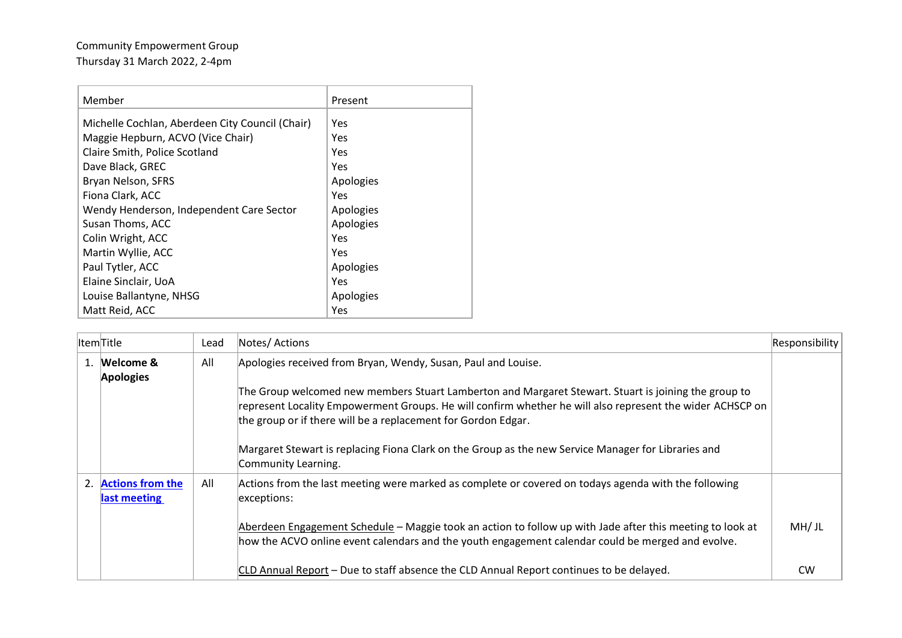Community Empowerment Group
Thursday 31 March 2022, 2-4pm

| Member | Present |
|---|---|
| Michelle Cochlan, Aberdeen City Council (Chair) | Yes |
| Maggie Hepburn, ACVO (Vice Chair) | Yes |
| Claire Smith, Police Scotland | Yes |
| Dave Black, GREC | Yes |
| Bryan Nelson, SFRS | Apologies |
| Fiona Clark, ACC | Yes |
| Wendy Henderson, Independent Care Sector | Apologies |
| Susan Thoms, ACC | Apologies |
| Colin Wright, ACC | Yes |
| Martin Wyllie, ACC | Yes |
| Paul Tytler, ACC | Apologies |
| Elaine Sinclair, UoA | Yes |
| Louise Ballantyne, NHSG | Apologies |
| Matt Reid, ACC | Yes |

| Item | Title | Lead | Notes/ Actions | Responsibility |
|---|---|---|---|---|
| 1. | **Welcome & Apologies** | All | Apologies received from Bryan, Wendy, Susan, Paul and Louise.<br><br>The Group welcomed new members Stuart Lamberton and Margaret Stewart. Stuart is joining the group to represent Locality Empowerment Groups. He will confirm whether he will also represent the wider ACHSCP on the group or if there will be a replacement for Gordon Edgar.<br><br>Margaret Stewart is replacing Fiona Clark on the Group as the new Service Manager for Libraries and Community Learning. | |
| 2. | **Actions from the last meeting** | All | Actions from the last meeting were marked as complete or covered on todays agenda with the following exceptions:<br><br>Aberdeen Engagement Schedule – Maggie took an action to follow up with Jade after this meeting to look at how the ACVO online event calendars and the youth engagement calendar could be merged and evolve.<br><br>CLD Annual Report – Due to staff absence the CLD Annual Report continues to be delayed. | MH/ JL<br><br>CW |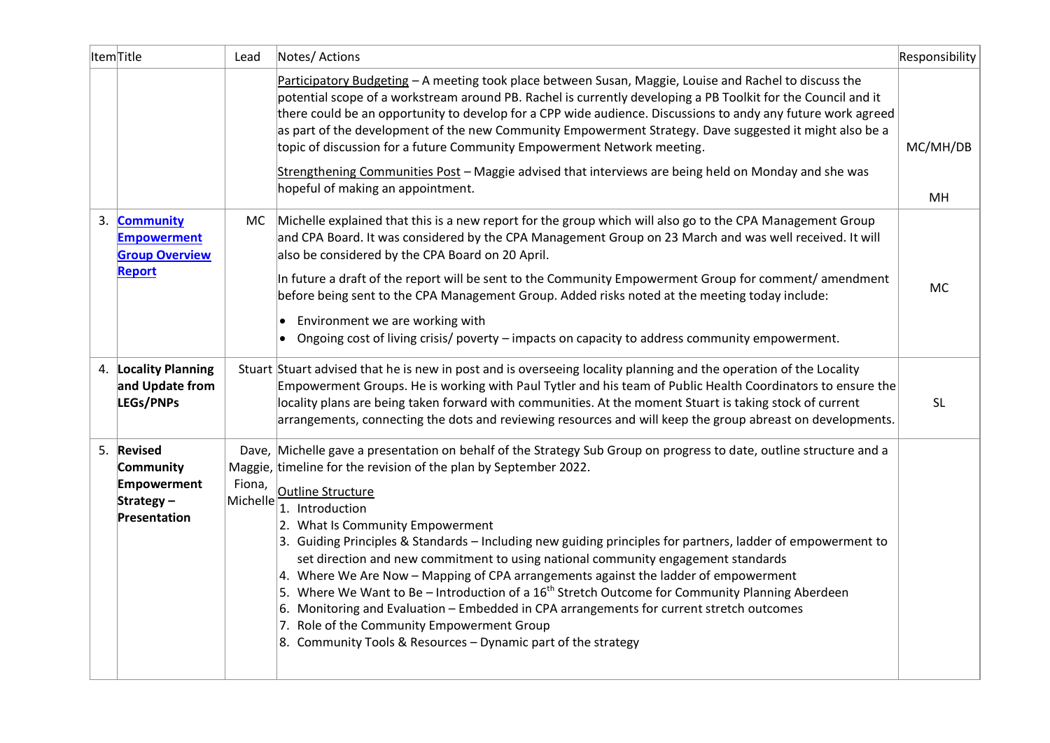| Item | Title | Lead | Notes/ Actions | Responsibility |
|---|---|---|---|---|
| | | | Participatory Budgeting – A meeting took place between Susan, Maggie, Louise and Rachel to discuss the potential scope of a workstream around PB. Rachel is currently developing a PB Toolkit for the Council and it there could be an opportunity to develop for a CPP wide audience. Discussions to andy any future work agreed as part of the development of the new Community Empowerment Strategy. Dave suggested it might also be a topic of discussion for a future Community Empowerment Network meeting.<br><br>Strengthening Communities Post – Maggie advised that interviews are being held on Monday and she was hopeful of making an appointment. | MC/MH/DB<br><br>MH |
| 3. | **Community Empowerment Group Overview Report** | MC | Michelle explained that this is a new report for the group which will also go to the CPA Management Group and CPA Board. It was considered by the CPA Management Group on 23 March and was well received. It will also be considered by the CPA Board on 20 April.<br><br>In future a draft of the report will be sent to the Community Empowerment Group for comment/ amendment before being sent to the CPA Management Group. Added risks noted at the meeting today include:<br>• Environment we are working with<br>• Ongoing cost of living crisis/ poverty – impacts on capacity to address community empowerment. | MC |
| 4. | **Locality Planning and Update from LEGs/PNPs** | Stuart | Stuart advised that he is new in post and is overseeing locality planning and the operation of the Locality Empowerment Groups. He is working with Paul Tytler and his team of Public Health Coordinators to ensure the locality plans are being taken forward with communities. At the moment Stuart is taking stock of current arrangements, connecting the dots and reviewing resources and will keep the group abreast on developments. | SL |
| 5. | **Revised Community Empowerment Strategy – Presentation** | Dave, Maggie, Fiona, Michelle | Michelle gave a presentation on behalf of the Strategy Sub Group on progress to date, outline structure and a timeline for the revision of the plan by September 2022.<br><br>Outline Structure<br>1. Introduction<br>2. What Is Community Empowerment<br>3. Guiding Principles & Standards – Including new guiding principles for partners, ladder of empowerment to set direction and new commitment to using national community engagement standards<br>4. Where We Are Now – Mapping of CPA arrangements against the ladder of empowerment<br>5. Where We Want to Be – Introduction of a 16th Stretch Outcome for Community Planning Aberdeen<br>6. Monitoring and Evaluation – Embedded in CPA arrangements for current stretch outcomes<br>7. Role of the Community Empowerment Group<br>8. Community Tools & Resources – Dynamic part of the strategy | |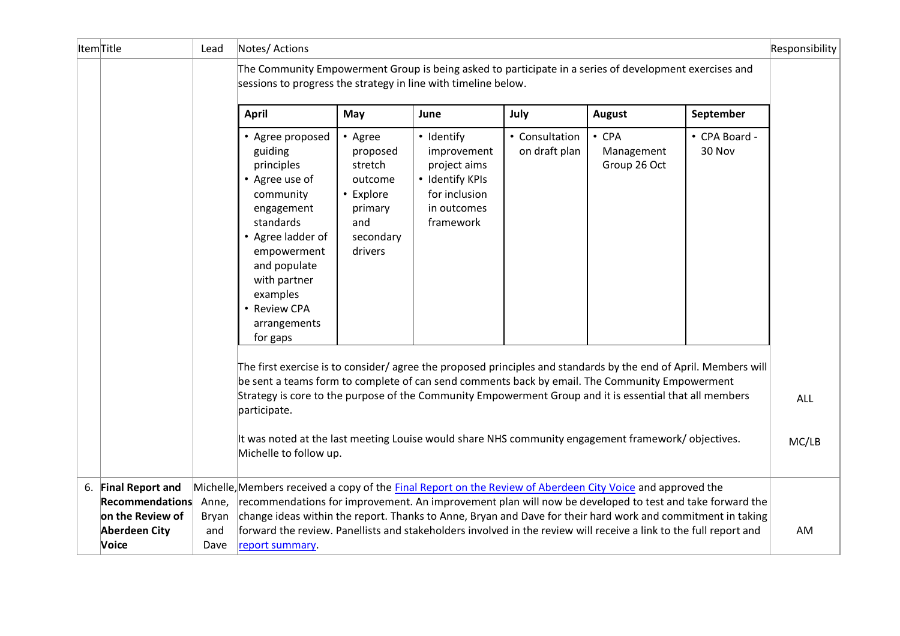| Item | Title | Lead | Notes/ Actions | Responsibility |
|---|---|---|---|---|
| | | | The Community Empowerment Group is being asked to participate in a series of development exercises and sessions to progress the strategy in line with timeline below. | |

| April | May | June | July | August | September |
|---|---|---|---|---|---|
| • Agree proposed guiding principles<br>• Agree use of community engagement standards<br>• Agree ladder of empowerment and populate with partner examples<br>• Review CPA arrangements for gaps | • Agree proposed stretch outcome<br>• Explore primary and secondary drivers | • Identify improvement project aims<br>• Identify KPIs for inclusion in outcomes framework | • Consultation on draft plan | • CPA Management Group 26 Oct | • CPA Board - 30 Nov |

| Item | Title | Lead | Notes/ Actions | Responsibility |
|---|---|---|---|---|
| | | | The first exercise is to consider/ agree the proposed principles and standards by the end of April. Members will be sent a teams form to complete of can send comments back by email. The Community Empowerment Strategy is core to the purpose of the Community Empowerment Group and it is essential that all members participate. | ALL |
| | | | It was noted at the last meeting Louise would share NHS community engagement framework/ objectives. Michelle to follow up. | MC/LB |
| 6. | **Final Report and Recommendations on the Review of Aberdeen City Voice** | Michelle, Anne, Bryan and Dave | Members received a copy of the Final Report on the Review of Aberdeen City Voice and approved the recommendations for improvement. An improvement plan will now be developed to test and take forward the change ideas within the report. Thanks to Anne, Bryan and Dave for their hard work and commitment in taking forward the review. Panellists and stakeholders involved in the review will receive a link to the full report and report summary. | AM |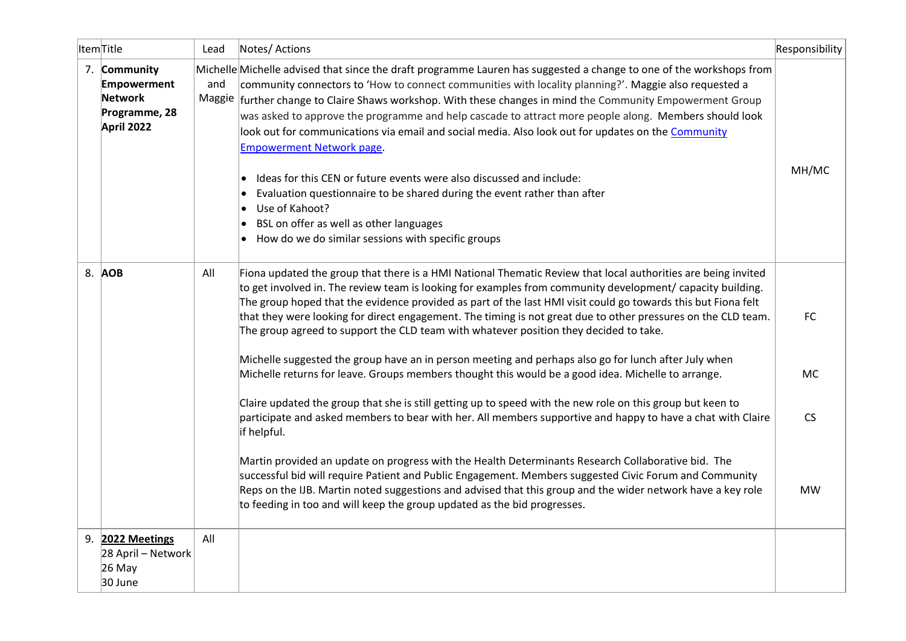| Item | Title | Lead | Notes/ Actions | Responsibility |
|---|---|---|---|---|
| 7. | **Community Empowerment Network Programme, 28 April 2022** | Michelle and Maggie | Michelle advised that since the draft programme Lauren has suggested a change to one of the workshops from community connectors to 'How to connect communities with locality planning?'. Maggie also requested a further change to Claire Shaws workshop. With these changes in mind the Community Empowerment Group was asked to approve the programme and help cascade to attract more people along. Members should look look out for communications via email and social media. Also look out for updates on the [Community Empowerment Network page](). <br><br> • Ideas for this CEN or future events were also discussed and include: <br> • Evaluation questionnaire to be shared during the event rather than after <br> • Use of Kahoot? <br> • BSL on offer as well as other languages <br> • How do we do similar sessions with specific groups | MH/MC |
| 8. | **AOB** | All | Fiona updated the group that there is a HMI National Thematic Review that local authorities are being invited to get involved in. The review team is looking for examples from community development/ capacity building. The group hoped that the evidence provided as part of the last HMI visit could go towards this but Fiona felt that they were looking for direct engagement. The timing is not great due to other pressures on the CLD team. The group agreed to support the CLD team with whatever position they decided to take. <br><br> Michelle suggested the group have an in person meeting and perhaps also go for lunch after July when Michelle returns for leave. Groups members thought this would be a good idea. Michelle to arrange. <br><br> Claire updated the group that she is still getting up to speed with the new role on this group but keen to participate and asked members to bear with her. All members supportive and happy to have a chat with Claire if helpful. <br><br> Martin provided an update on progress with the Health Determinants Research Collaborative bid. The successful bid will require Patient and Public Engagement. Members suggested Civic Forum and Community Reps on the IJB. Martin noted suggestions and advised that this group and the wider network have a key role to feeding in too and will keep the group updated as the bid progresses. | FC <br><br> MC <br><br> CS <br><br> MW |
| 9. | **2022 Meetings** <br> 28 April – Network <br> 26 May <br> 30 June | All | | |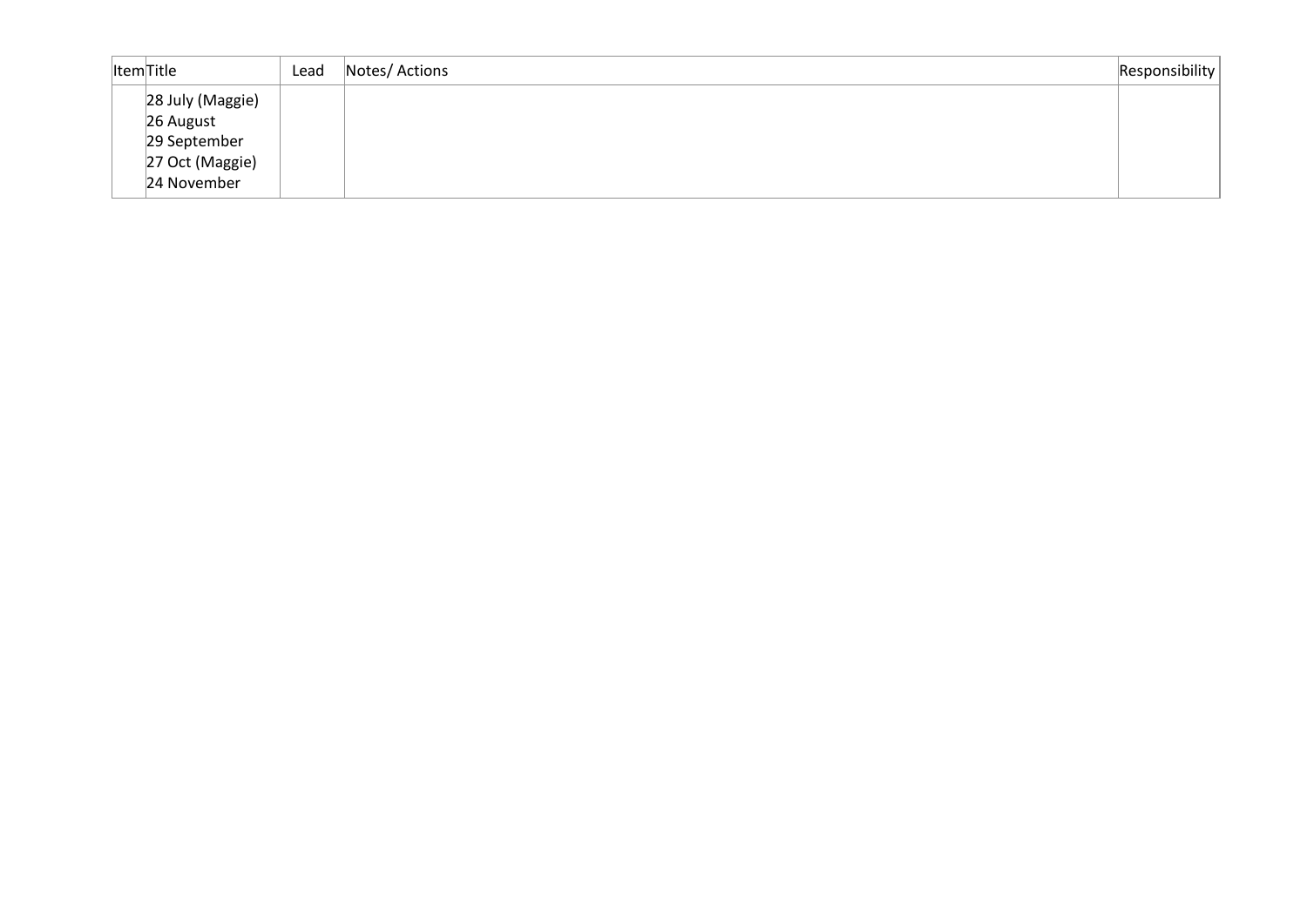| Item | Title | Lead | Notes/ Actions | Responsibility |
|---|---|---|---|---|
| | 28 July (Maggie)<br>26 August<br>29 September<br>27 Oct (Maggie)<br>24 November | | | |